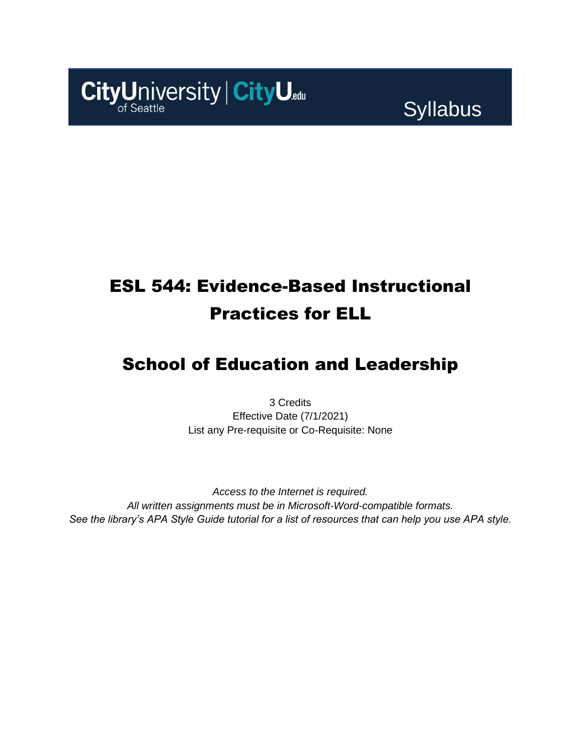CityUniversity of Seattle | CityU.edu

Syllabus

# ESL 544: Evidence-Based Instructional Practices for ELL

# School of Education and Leadership

3 Credits
Effective Date (7/1/2021)
List any Pre-requisite or Co-Requisite: None

*Access to the Internet is required.*
*All written assignments must be in Microsoft-Word-compatible formats.*
*See the library's APA Style Guide tutorial for a list of resources that can help you use APA style.*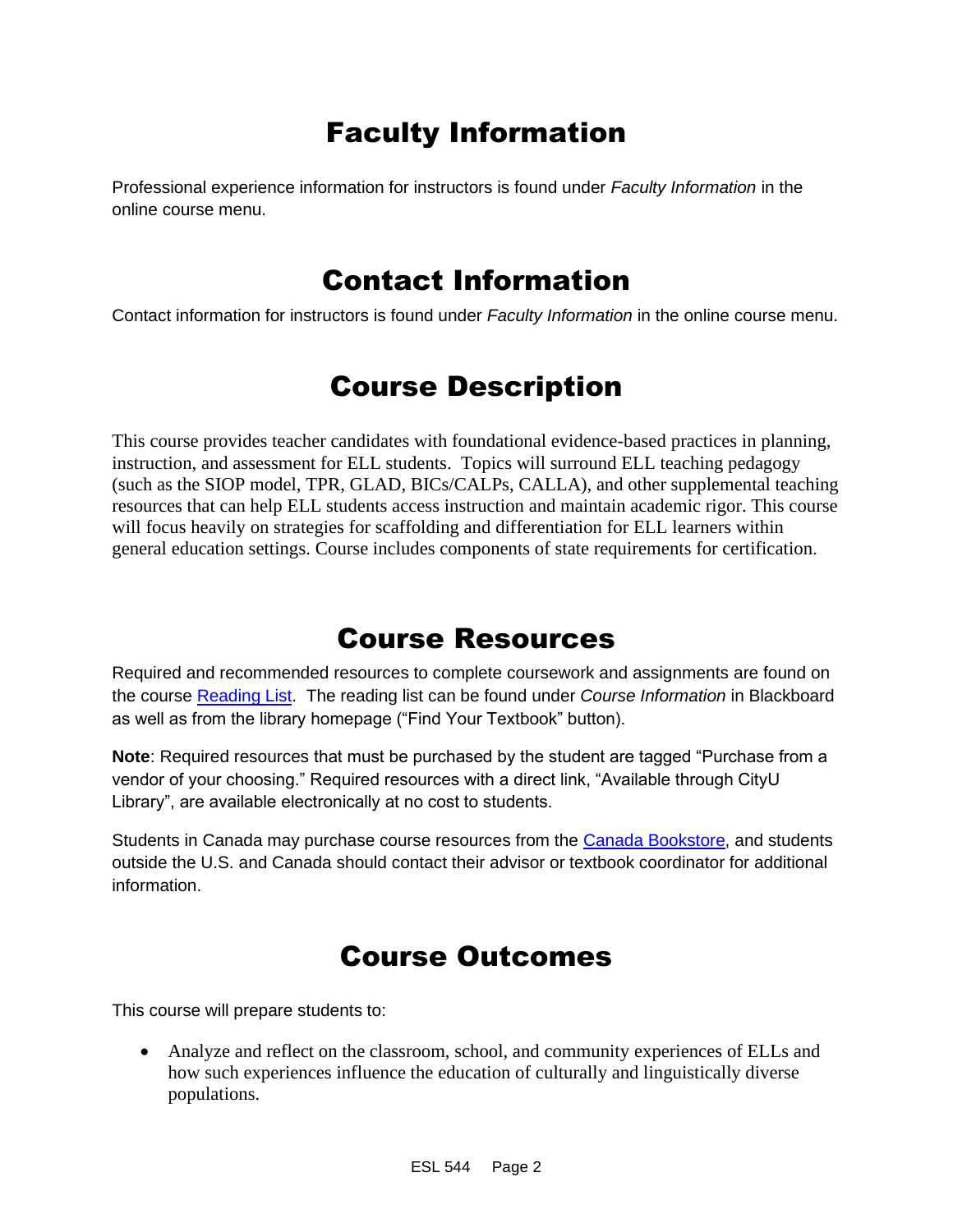# Faculty Information

Professional experience information for instructors is found under *Faculty Information* in the online course menu.

# Contact Information

Contact information for instructors is found under *Faculty Information* in the online course menu.

# Course Description

This course provides teacher candidates with foundational evidence-based practices in planning, instruction, and assessment for ELL students. Topics will surround ELL teaching pedagogy (such as the SIOP model, TPR, GLAD, BICs/CALPs, CALLA), and other supplemental teaching resources that can help ELL students access instruction and maintain academic rigor. This course will focus heavily on strategies for scaffolding and differentiation for ELL learners within general education settings. Course includes components of state requirements for certification.

# Course Resources

Required and recommended resources to complete coursework and assignments are found on the course Reading List. The reading list can be found under *Course Information* in Blackboard as well as from the library homepage ("Find Your Textbook" button).

**Note**: Required resources that must be purchased by the student are tagged "Purchase from a vendor of your choosing." Required resources with a direct link, "Available through CityU Library", are available electronically at no cost to students.

Students in Canada may purchase course resources from the Canada Bookstore, and students outside the U.S. and Canada should contact their advisor or textbook coordinator for additional information.

# Course Outcomes

This course will prepare students to:

- Analyze and reflect on the classroom, school, and community experiences of ELLs and how such experiences influence the education of culturally and linguistically diverse populations.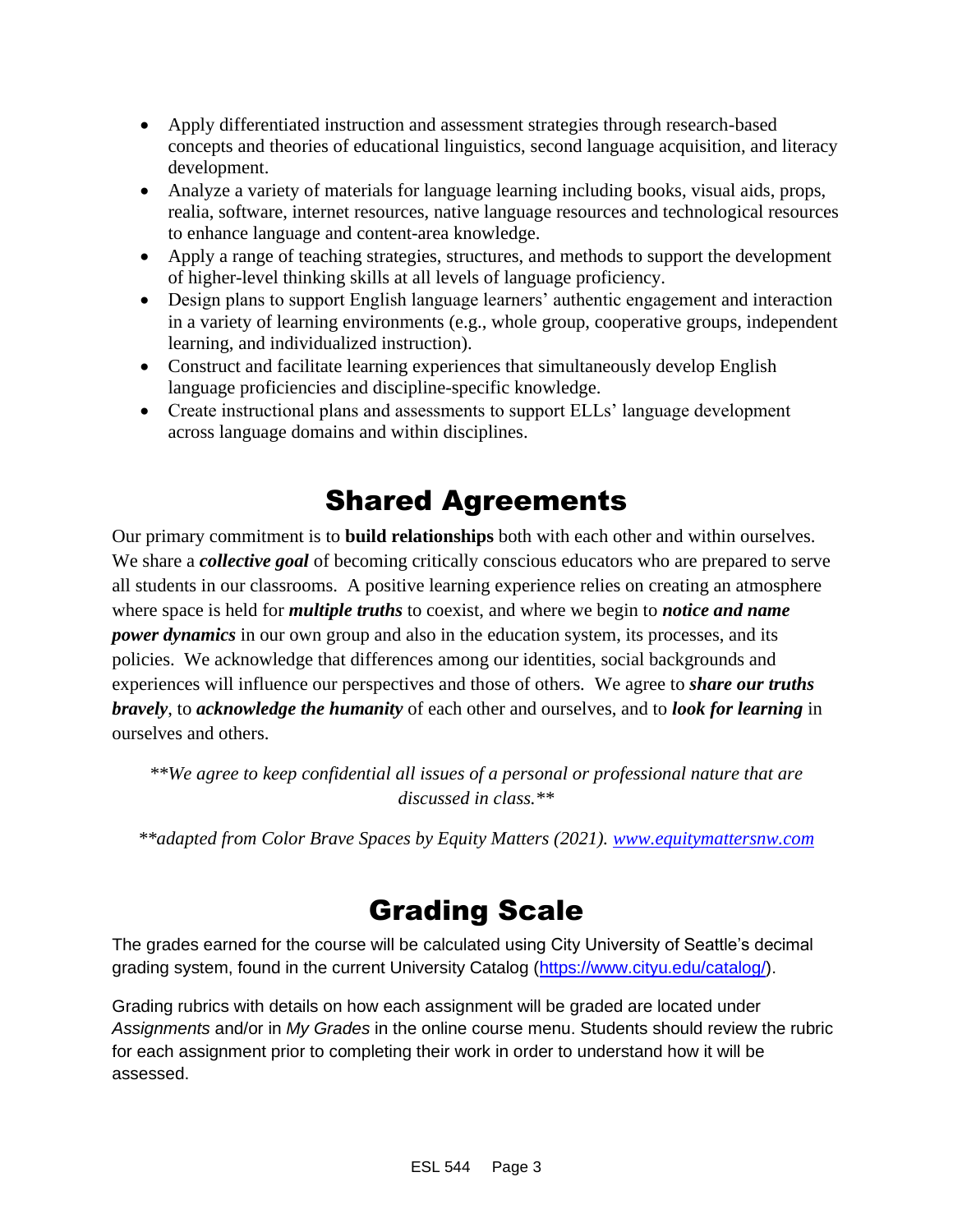- Apply differentiated instruction and assessment strategies through research-based concepts and theories of educational linguistics, second language acquisition, and literacy development.
- Analyze a variety of materials for language learning including books, visual aids, props, realia, software, internet resources, native language resources and technological resources to enhance language and content-area knowledge.
- Apply a range of teaching strategies, structures, and methods to support the development of higher-level thinking skills at all levels of language proficiency.
- Design plans to support English language learners' authentic engagement and interaction in a variety of learning environments (e.g., whole group, cooperative groups, independent learning, and individualized instruction).
- Construct and facilitate learning experiences that simultaneously develop English language proficiencies and discipline-specific knowledge.
- Create instructional plans and assessments to support ELLs' language development across language domains and within disciplines.

# Shared Agreements

Our primary commitment is to **build relationships** both with each other and within ourselves. We share a ***collective goal*** of becoming critically conscious educators who are prepared to serve all students in our classrooms. A positive learning experience relies on creating an atmosphere where space is held for ***multiple truths*** to coexist, and where we begin to ***notice and name power dynamics*** in our own group and also in the education system, its processes, and its policies. We acknowledge that differences among our identities, social backgrounds and experiences will influence our perspectives and those of others. We agree to ***share our truths bravely***, to ***acknowledge the humanity*** of each other and ourselves, and to ***look for learning*** in ourselves and others.

*\*\*We agree to keep confidential all issues of a personal or professional nature that are discussed in class.\*\**

*\*\*adapted from Color Brave Spaces by Equity Matters (2021). [www.equitymattersnw.com](http://www.equitymattersnw.com)*

# Grading Scale

The grades earned for the course will be calculated using City University of Seattle's decimal grading system, found in the current University Catalog ([https://www.cityu.edu/catalog/](https://www.cityu.edu/catalog/)).

Grading rubrics with details on how each assignment will be graded are located under *Assignments* and/or in *My Grades* in the online course menu. Students should review the rubric for each assignment prior to completing their work in order to understand how it will be assessed.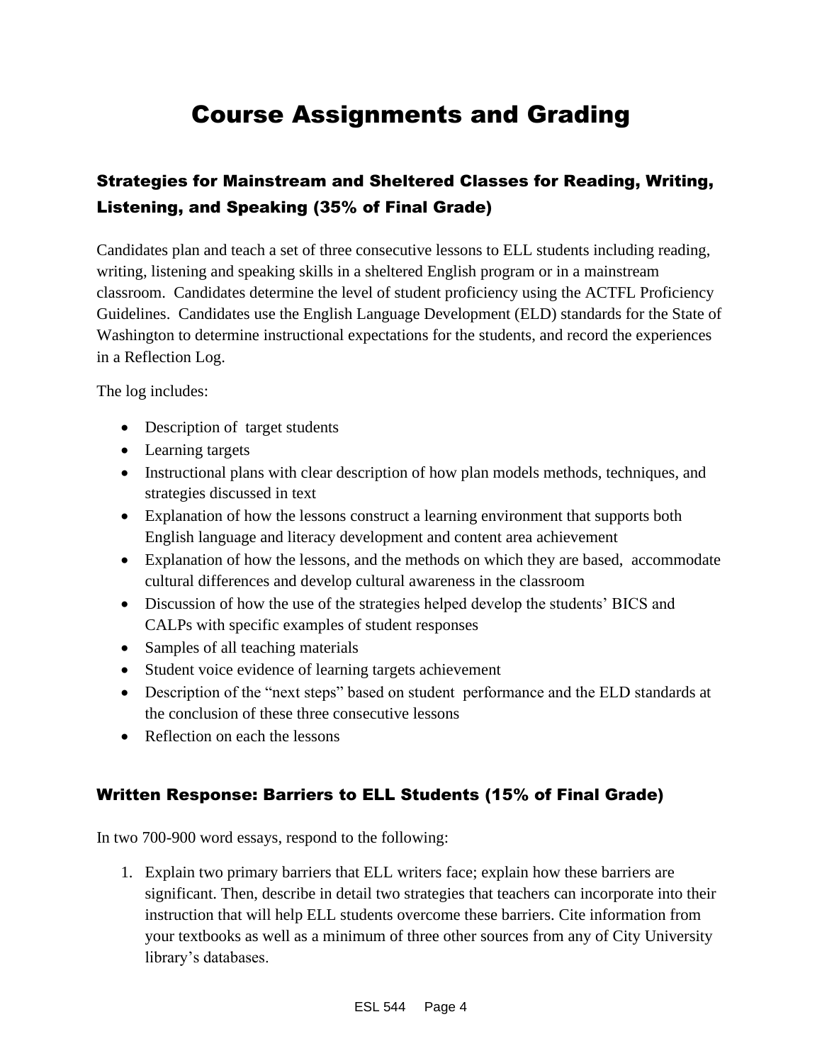# Course Assignments and Grading

## Strategies for Mainstream and Sheltered Classes for Reading, Writing, Listening, and Speaking (35% of Final Grade)

Candidates plan and teach a set of three consecutive lessons to ELL students including reading, writing, listening and speaking skills in a sheltered English program or in a mainstream classroom. Candidates determine the level of student proficiency using the ACTFL Proficiency Guidelines. Candidates use the English Language Development (ELD) standards for the State of Washington to determine instructional expectations for the students, and record the experiences in a Reflection Log.

The log includes:

- Description of target students
- Learning targets
- Instructional plans with clear description of how plan models methods, techniques, and strategies discussed in text
- Explanation of how the lessons construct a learning environment that supports both English language and literacy development and content area achievement
- Explanation of how the lessons, and the methods on which they are based, accommodate cultural differences and develop cultural awareness in the classroom
- Discussion of how the use of the strategies helped develop the students' BICS and CALPs with specific examples of student responses
- Samples of all teaching materials
- Student voice evidence of learning targets achievement
- Description of the "next steps" based on student performance and the ELD standards at the conclusion of these three consecutive lessons
- Reflection on each the lessons

## Written Response: Barriers to ELL Students (15% of Final Grade)

In two 700-900 word essays, respond to the following:

1. Explain two primary barriers that ELL writers face; explain how these barriers are significant. Then, describe in detail two strategies that teachers can incorporate into their instruction that will help ELL students overcome these barriers. Cite information from your textbooks as well as a minimum of three other sources from any of City University library's databases.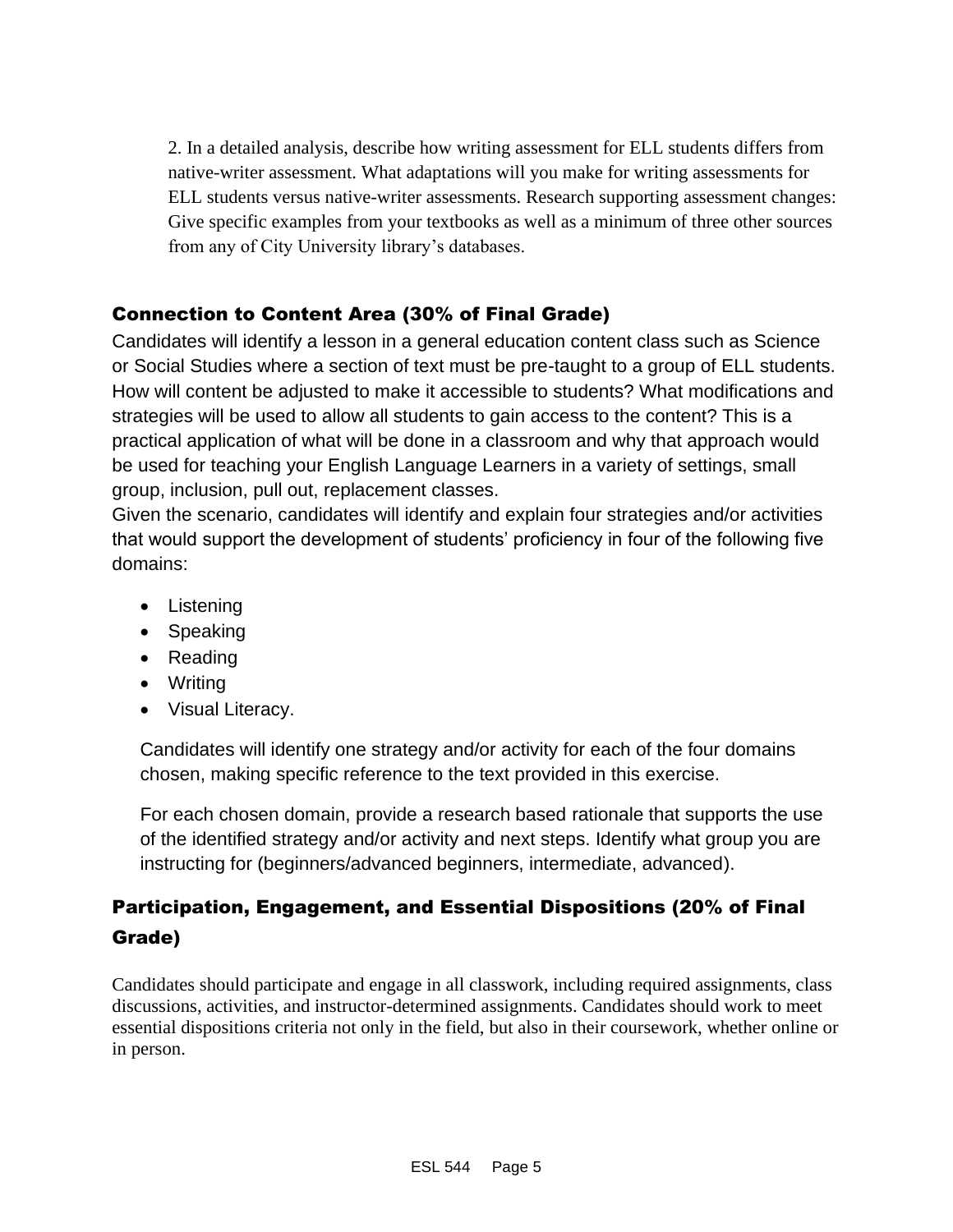2. In a detailed analysis, describe how writing assessment for ELL students differs from native-writer assessment. What adaptations will you make for writing assessments for ELL students versus native-writer assessments. Research supporting assessment changes: Give specific examples from your textbooks as well as a minimum of three other sources from any of City University library's databases.

### Connection to Content Area (30% of Final Grade)

Candidates will identify a lesson in a general education content class such as Science or Social Studies where a section of text must be pre-taught to a group of ELL students. How will content be adjusted to make it accessible to students? What modifications and strategies will be used to allow all students to gain access to the content? This is a practical application of what will be done in a classroom and why that approach would be used for teaching your English Language Learners in a variety of settings, small group, inclusion, pull out, replacement classes.

Given the scenario, candidates will identify and explain four strategies and/or activities that would support the development of students' proficiency in four of the following five domains:

- Listening
- Speaking
- Reading
- Writing
- Visual Literacy.

Candidates will identify one strategy and/or activity for each of the four domains chosen, making specific reference to the text provided in this exercise.

For each chosen domain, provide a research based rationale that supports the use of the identified strategy and/or activity and next steps. Identify what group you are instructing for (beginners/advanced beginners, intermediate, advanced).

### Participation, Engagement, and Essential Dispositions (20% of Final Grade)

Candidates should participate and engage in all classwork, including required assignments, class discussions, activities, and instructor-determined assignments. Candidates should work to meet essential dispositions criteria not only in the field, but also in their coursework, whether online or in person.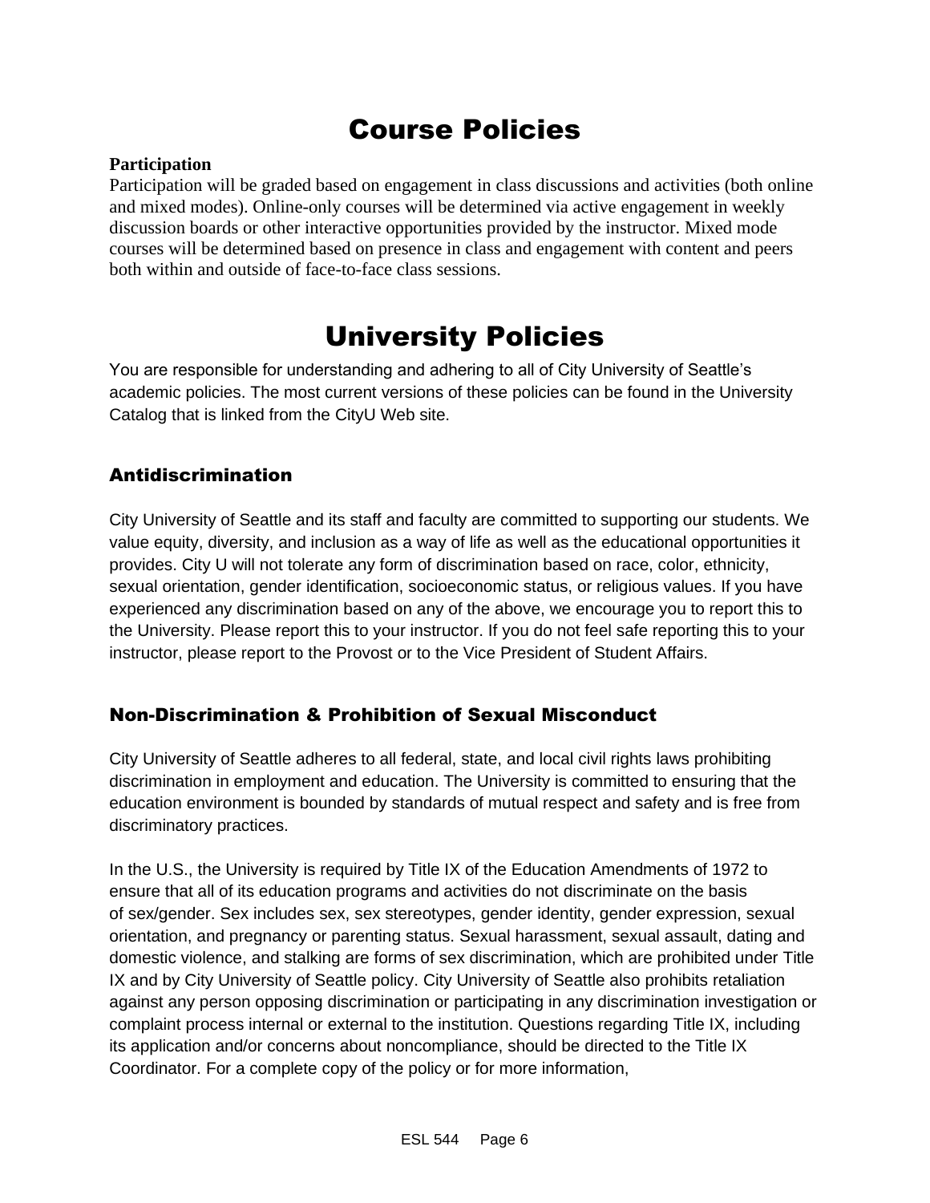# Course Policies

**Participation**

Participation will be graded based on engagement in class discussions and activities (both online and mixed modes). Online-only courses will be determined via active engagement in weekly discussion boards or other interactive opportunities provided by the instructor. Mixed mode courses will be determined based on presence in class and engagement with content and peers both within and outside of face-to-face class sessions.

# University Policies

You are responsible for understanding and adhering to all of City University of Seattle's academic policies. The most current versions of these policies can be found in the University Catalog that is linked from the CityU Web site.

## Antidiscrimination

City University of Seattle and its staff and faculty are committed to supporting our students. We value equity, diversity, and inclusion as a way of life as well as the educational opportunities it provides. City U will not tolerate any form of discrimination based on race, color, ethnicity, sexual orientation, gender identification, socioeconomic status, or religious values. If you have experienced any discrimination based on any of the above, we encourage you to report this to the University. Please report this to your instructor. If you do not feel safe reporting this to your instructor, please report to the Provost or to the Vice President of Student Affairs.

## Non-Discrimination & Prohibition of Sexual Misconduct

City University of Seattle adheres to all federal, state, and local civil rights laws prohibiting discrimination in employment and education. The University is committed to ensuring that the education environment is bounded by standards of mutual respect and safety and is free from discriminatory practices.

In the U.S., the University is required by Title IX of the Education Amendments of 1972 to ensure that all of its education programs and activities do not discriminate on the basis of sex/gender. Sex includes sex, sex stereotypes, gender identity, gender expression, sexual orientation, and pregnancy or parenting status. Sexual harassment, sexual assault, dating and domestic violence, and stalking are forms of sex discrimination, which are prohibited under Title IX and by City University of Seattle policy. City University of Seattle also prohibits retaliation against any person opposing discrimination or participating in any discrimination investigation or complaint process internal or external to the institution. Questions regarding Title IX, including its application and/or concerns about noncompliance, should be directed to the Title IX Coordinator. For a complete copy of the policy or for more information,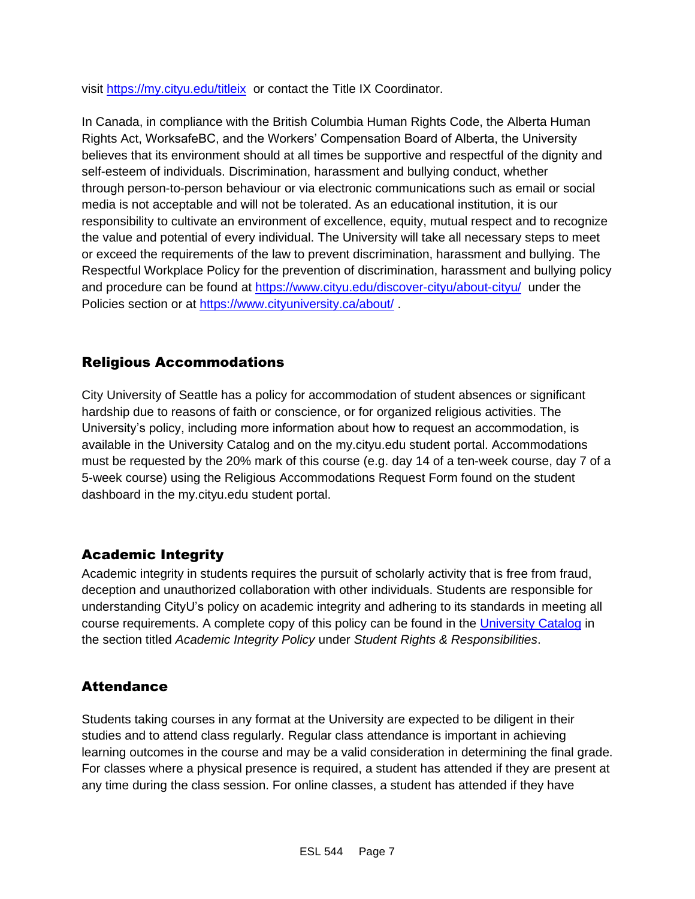visit https://my.cityu.edu/titleix or contact the Title IX Coordinator.

In Canada, in compliance with the British Columbia Human Rights Code, the Alberta Human Rights Act, WorksafeBC, and the Workers' Compensation Board of Alberta, the University believes that its environment should at all times be supportive and respectful of the dignity and self-esteem of individuals. Discrimination, harassment and bullying conduct, whether through person-to-person behaviour or via electronic communications such as email or social media is not acceptable and will not be tolerated. As an educational institution, it is our responsibility to cultivate an environment of excellence, equity, mutual respect and to recognize the value and potential of every individual. The University will take all necessary steps to meet or exceed the requirements of the law to prevent discrimination, harassment and bullying. The Respectful Workplace Policy for the prevention of discrimination, harassment and bullying policy and procedure can be found at https://www.cityu.edu/discover-cityu/about-cityu/ under the Policies section or at https://www.cityuniversity.ca/about/ .

## Religious Accommodations

City University of Seattle has a policy for accommodation of student absences or significant hardship due to reasons of faith or conscience, or for organized religious activities. The University's policy, including more information about how to request an accommodation, is available in the University Catalog and on the my.cityu.edu student portal. Accommodations must be requested by the 20% mark of this course (e.g. day 14 of a ten-week course, day 7 of a 5-week course) using the Religious Accommodations Request Form found on the student dashboard in the my.cityu.edu student portal.

## Academic Integrity

Academic integrity in students requires the pursuit of scholarly activity that is free from fraud, deception and unauthorized collaboration with other individuals. Students are responsible for understanding CityU's policy on academic integrity and adhering to its standards in meeting all course requirements. A complete copy of this policy can be found in the University Catalog in the section titled *Academic Integrity Policy* under *Student Rights & Responsibilities*.

## Attendance

Students taking courses in any format at the University are expected to be diligent in their studies and to attend class regularly. Regular class attendance is important in achieving learning outcomes in the course and may be a valid consideration in determining the final grade. For classes where a physical presence is required, a student has attended if they are present at any time during the class session. For online classes, a student has attended if they have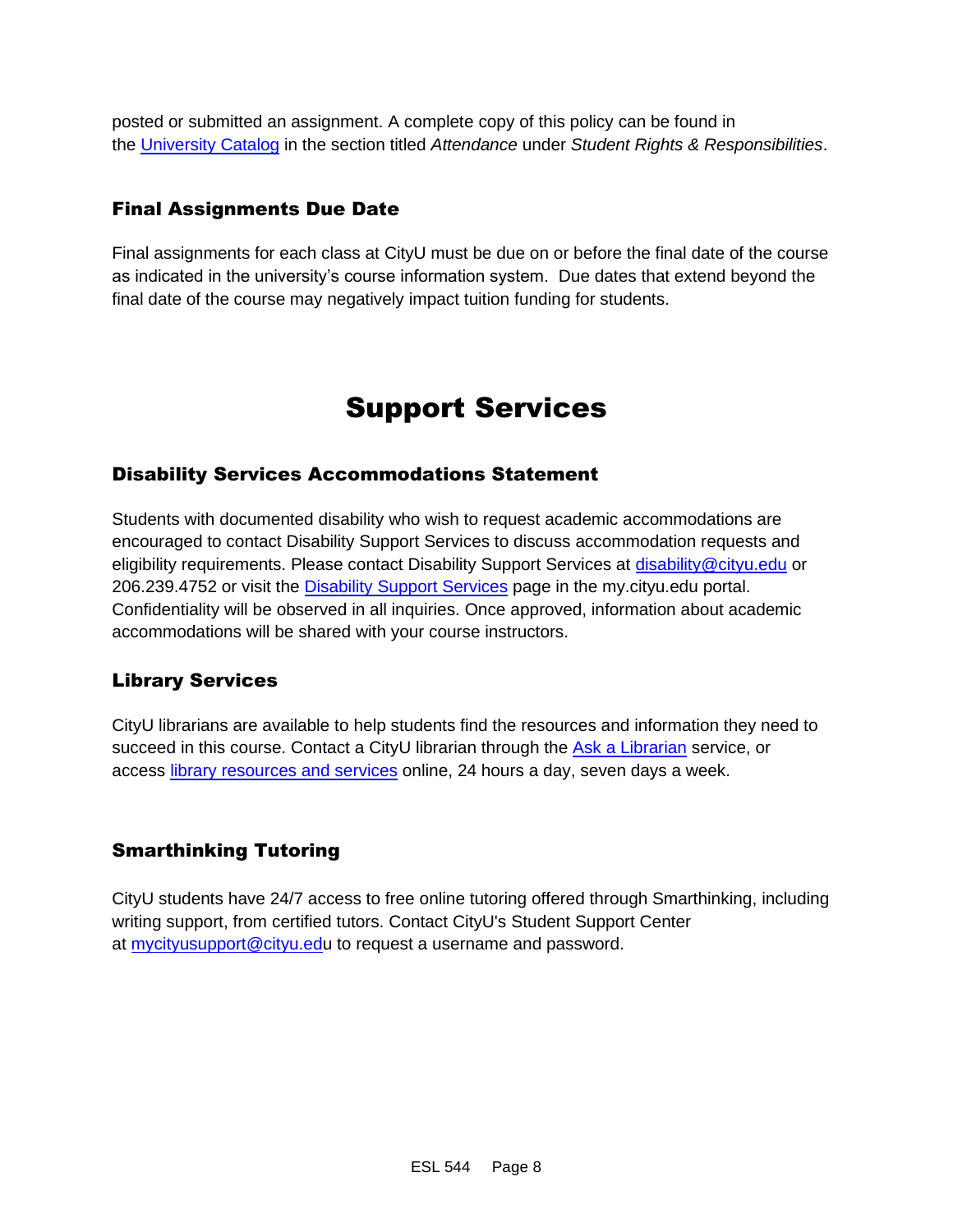posted or submitted an assignment. A complete copy of this policy can be found in the University Catalog in the section titled *Attendance* under *Student Rights & Responsibilities*.

### Final Assignments Due Date

Final assignments for each class at CityU must be due on or before the final date of the course as indicated in the university's course information system. Due dates that extend beyond the final date of the course may negatively impact tuition funding for students.

# Support Services

### Disability Services Accommodations Statement

Students with documented disability who wish to request academic accommodations are encouraged to contact Disability Support Services to discuss accommodation requests and eligibility requirements. Please contact Disability Support Services at disability@cityu.edu or 206.239.4752 or visit the Disability Support Services page in the my.cityu.edu portal. Confidentiality will be observed in all inquiries. Once approved, information about academic accommodations will be shared with your course instructors.

### Library Services

CityU librarians are available to help students find the resources and information they need to succeed in this course. Contact a CityU librarian through the Ask a Librarian service, or access library resources and services online, 24 hours a day, seven days a week.

### Smarthinking Tutoring

CityU students have 24/7 access to free online tutoring offered through Smarthinking, including writing support, from certified tutors. Contact CityU's Student Support Center at mycityusupport@cityu.edu to request a username and password.